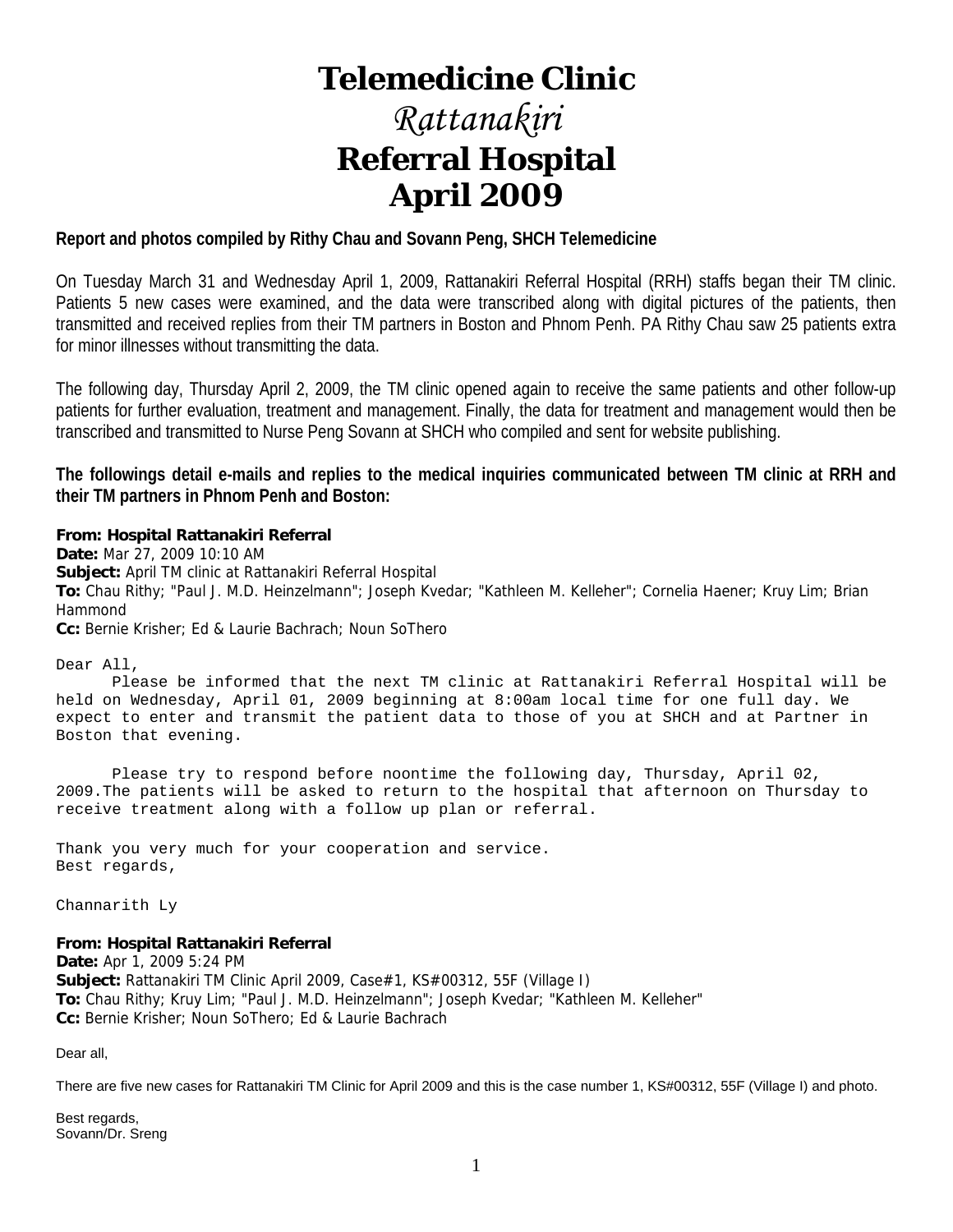# Telemedicine Clinic

## *Rattanakiri*

# Referral Hospital
# April 2009

**Report and photos compiled by Rithy Chau and Sovann Peng, SHCH Telemedicine**

On Tuesday March 31 and Wednesday April 1, 2009, Rattanakiri Referral Hospital (RRH) staffs began their TM clinic. Patients 5 new cases were examined, and the data were transcribed along with digital pictures of the patients, then transmitted and received replies from their TM partners in Boston and Phnom Penh. PA Rithy Chau saw 25 patients extra for minor illnesses without transmitting the data.

The following day, Thursday April 2, 2009, the TM clinic opened again to receive the same patients and other follow-up patients for further evaluation, treatment and management. Finally, the data for treatment and management would then be transcribed and transmitted to Nurse Peng Sovann at SHCH who compiled and sent for website publishing.

**The followings detail e-mails and replies to the medical inquiries communicated between TM clinic at RRH and their TM partners in Phnom Penh and Boston:**

**From:** **Hospital Rattanakiri Referral**
**Date:** Mar 27, 2009 10:10 AM
**Subject:** April TM clinic at Rattanakiri Referral Hospital
**To:** Chau Rithy; "Paul J. M.D. Heinzelmann"; Joseph Kvedar; "Kathleen M. Kelleher"; Cornelia Haener; Kruy Lim; Brian Hammond
**Cc:** Bernie Krisher; Ed & Laurie Bachrach; Noun SoThero

Dear All,

Please be informed that the next TM clinic at Rattanakiri Referral Hospital will be held on Wednesday, April 01, 2009 beginning at 8:00am local time for one full day. We expect to enter and transmit the patient data to those of you at SHCH and at Partner in Boston that evening.

Please try to respond before noontime the following day, Thursday, April 02, 2009.The patients will be asked to return to the hospital that afternoon on Thursday to receive treatment along with a follow up plan or referral.

Thank you very much for your cooperation and service.
Best regards,

Channarith Ly

**From:** **Hospital Rattanakiri Referral**
**Date:** Apr 1, 2009 5:24 PM
**Subject:** Rattanakiri TM Clinic April 2009, Case#1, KS#00312, 55F (Village I)
**To:** Chau Rithy; Kruy Lim; "Paul J. M.D. Heinzelmann"; Joseph Kvedar; "Kathleen M. Kelleher"
**Cc:** Bernie Krisher; Noun SoThero; Ed & Laurie Bachrach

Dear all,

There are five new cases for Rattanakiri TM Clinic for April 2009 and this is the case number 1, KS#00312, 55F (Village I) and photo.

Best regards,
Sovann/Dr. Sreng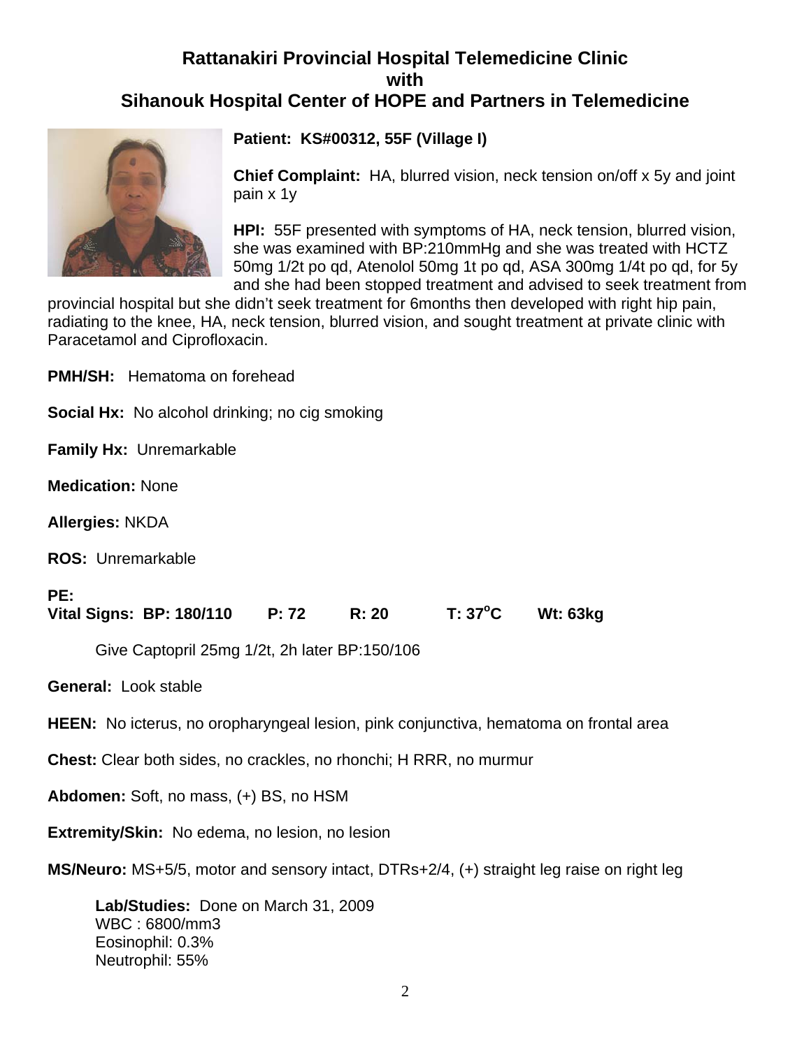## Rattanakiri Provincial Hospital Telemedicine Clinic
## with
## Sihanouk Hospital Center of HOPE and Partners in Telemedicine

**Patient: KS#00312, 55F (Village I)**

**Chief Complaint:** HA, blurred vision, neck tension on/off x 5y and joint pain x 1y

**HPI:** 55F presented with symptoms of HA, neck tension, blurred vision, she was examined with BP:210mmHg and she was treated with HCTZ 50mg 1/2t po qd, Atenolol 50mg 1t po qd, ASA 300mg 1/4t po qd, for 5y and she had been stopped treatment and advised to seek treatment from provincial hospital but she didn't seek treatment for 6months then developed with right hip pain, radiating to the knee, HA, neck tension, blurred vision, and sought treatment at private clinic with Paracetamol and Ciprofloxacin.

**PMH/SH:** Hematoma on forehead

**Social Hx:** No alcohol drinking; no cig smoking

**Family Hx:** Unremarkable

**Medication:** None

**Allergies:** NKDA

**ROS:** Unremarkable

**PE:**

**Vital Signs: BP: 180/110 P: 72 R: 20 T: 37°C Wt: 63kg**

Give Captopril 25mg 1/2t, 2h later BP:150/106

**General:** Look stable

**HEEN:** No icterus, no oropharyngeal lesion, pink conjunctiva, hematoma on frontal area

**Chest:** Clear both sides, no crackles, no rhonchi; H RRR, no murmur

**Abdomen:** Soft, no mass, (+) BS, no HSM

**Extremity/Skin:** No edema, no lesion, no lesion

**MS/Neuro:** MS+5/5, motor and sensory intact, DTRs+2/4, (+) straight leg raise on right leg

**Lab/Studies:** Done on March 31, 2009
WBC : 6800/mm3
Eosinophil: 0.3%
Neutrophil: 55%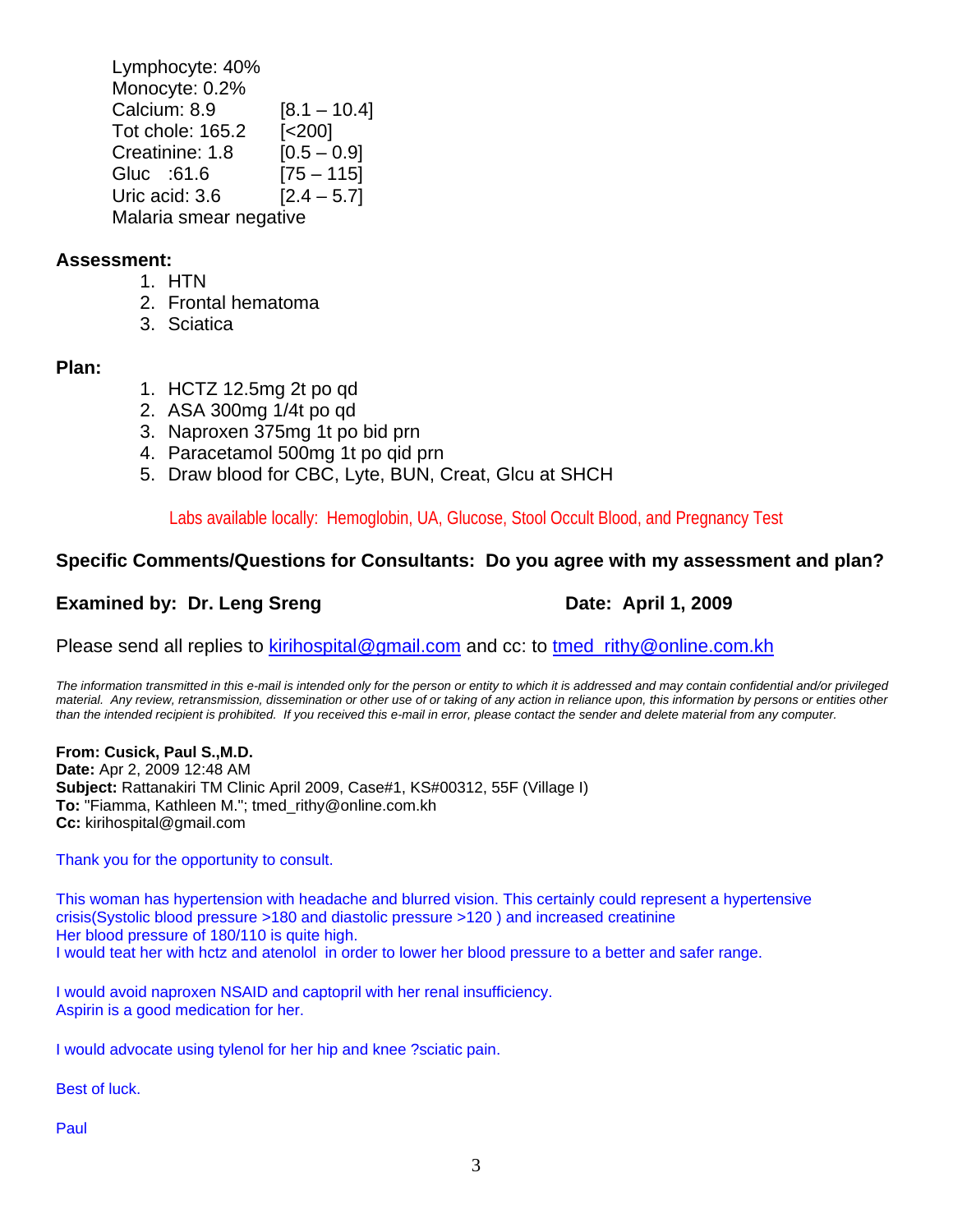Lymphocyte: 40%
Monocyte: 0.2%
Calcium: 8.9 [8.1 – 10.4]
Tot chole: 165.2 [<200]
Creatinine: 1.8 [0.5 – 0.9]
Gluc :61.6 [75 – 115]
Uric acid: 3.6 [2.4 – 5.7]
Malaria smear negative

**Assessment:**

1. HTN
2. Frontal hematoma
3. Sciatica

**Plan:**

1. HCTZ 12.5mg 2t po qd
2. ASA 300mg 1/4t po qd
3. Naproxen 375mg 1t po bid prn
4. Paracetamol 500mg 1t po qid prn
5. Draw blood for CBC, Lyte, BUN, Creat, Glcu at SHCH

Labs available locally: Hemoglobin, UA, Glucose, Stool Occult Blood, and Pregnancy Test

**Specific Comments/Questions for Consultants: Do you agree with my assessment and plan?**

**Examined by: Dr. Leng Sreng** **Date: April 1, 2009**

Please send all replies to kirihospital@gmail.com and cc: to tmed_rithy@online.com.kh

*The information transmitted in this e-mail is intended only for the person or entity to which it is addressed and may contain confidential and/or privileged material. Any review, retransmission, dissemination or other use of or taking of any action in reliance upon, this information by persons or entities other than the intended recipient is prohibited. If you received this e-mail in error, please contact the sender and delete material from any computer.*

**From: Cusick, Paul S.,M.D.**
**Date:** Apr 2, 2009 12:48 AM
**Subject:** Rattanakiri TM Clinic April 2009, Case#1, KS#00312, 55F (Village I)
**To:** "Fiamma, Kathleen M."; tmed_rithy@online.com.kh
**Cc:** kirihospital@gmail.com

Thank you for the opportunity to consult.

This woman has hypertension with headache and blurred vision. This certainly could represent a hypertensive crisis(Systolic blood pressure >180 and diastolic pressure >120 ) and increased creatinine
Her blood pressure of 180/110 is quite high.
I would teat her with hctz and atenolol in order to lower her blood pressure to a better and safer range.

I would avoid naproxen NSAID and captopril with her renal insufficiency.
Aspirin is a good medication for her.

I would advocate using tylenol for her hip and knee ?sciatic pain.

Best of luck.

Paul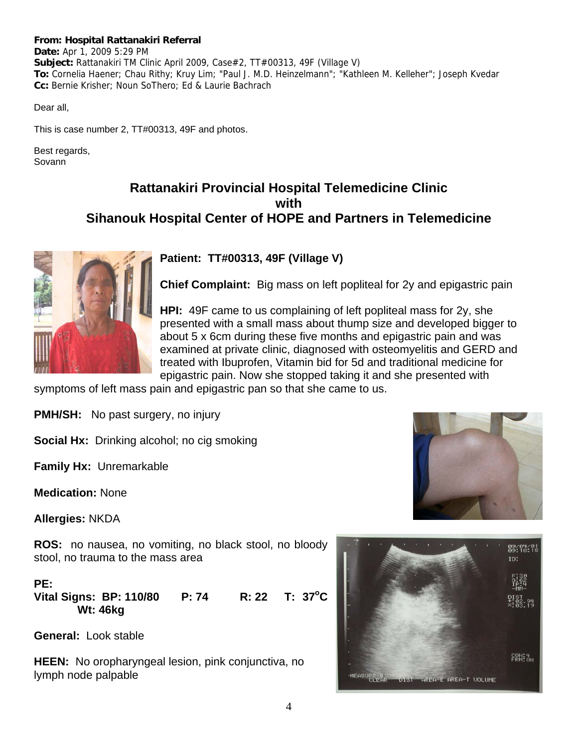**From: Hospital Rattanakiri Referral**
**Date:** Apr 1, 2009 5:29 PM
**Subject:** Rattanakiri TM Clinic April 2009, Case#2, TT#00313, 49F (Village V)
**To:** Cornelia Haener; Chau Rithy; Kruy Lim; "Paul J. M.D. Heinzelmann"; "Kathleen M. Kelleher"; Joseph Kvedar
**Cc:** Bernie Krisher; Noun SoThero; Ed & Laurie Bachrach

Dear all,

This is case number 2, TT#00313, 49F and photos.

Best regards,
Sovann

## Rattanakiri Provincial Hospital Telemedicine Clinic with Sihanouk Hospital Center of HOPE and Partners in Telemedicine

**Patient: TT#00313, 49F (Village V)**

**Chief Complaint:** Big mass on left popliteal for 2y and epigastric pain

**HPI:** 49F came to us complaining of left popliteal mass for 2y, she presented with a small mass about thump size and developed bigger to about 5 x 6cm during these five months and epigastric pain and was examined at private clinic, diagnosed with osteomyelitis and GERD and treated with Ibuprofen, Vitamin bid for 5d and traditional medicine for epigastric pain. Now she stopped taking it and she presented with symptoms of left mass pain and epigastric pan so that she came to us.

**PMH/SH:** No past surgery, no injury

**Social Hx:** Drinking alcohol; no cig smoking

**Family Hx:** Unremarkable

**Medication:** None

**Allergies:** NKDA

**ROS:** no nausea, no vomiting, no black stool, no bloody stool, no trauma to the mass area

**PE:**

**Vital Signs: BP: 110/80 P: 74 R: 22 T: 37°C Wt: 46kg**

**General:** Look stable

**HEEN:** No oropharyngeal lesion, pink conjunctiva, no lymph node palpable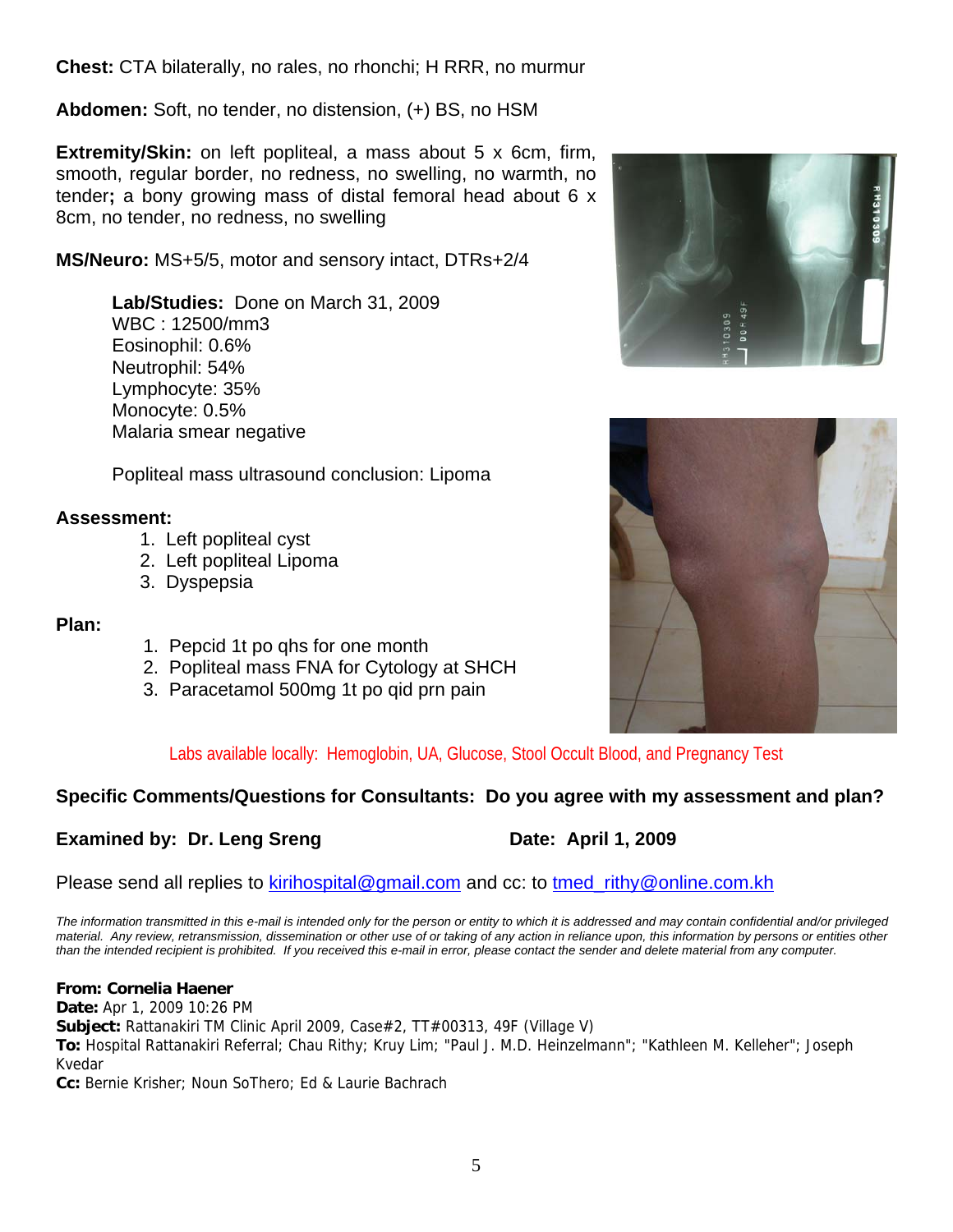**Chest:** CTA bilaterally, no rales, no rhonchi; H RRR, no murmur

**Abdomen:** Soft, no tender, no distension, (+) BS, no HSM

**Extremity/Skin:** on left popliteal, a mass about 5 x 6cm, firm, smooth, regular border, no redness, no swelling, no warmth, no tender**;** a bony growing mass of distal femoral head about 6 x 8cm, no tender, no redness, no swelling

**MS/Neuro:** MS+5/5, motor and sensory intact, DTRs+2/4

**Lab/Studies:** Done on March 31, 2009
WBC : 12500/mm3
Eosinophil: 0.6%
Neutrophil: 54%
Lymphocyte: 35%
Monocyte: 0.5%
Malaria smear negative

Popliteal mass ultrasound conclusion: Lipoma

**Assessment:**

1. Left popliteal cyst
2. Left popliteal Lipoma
3. Dyspepsia

**Plan:**

1. Pepcid 1t po qhs for one month
2. Popliteal mass FNA for Cytology at SHCH
3. Paracetamol 500mg 1t po qid prn pain

Labs available locally: Hemoglobin, UA, Glucose, Stool Occult Blood, and Pregnancy Test

**Specific Comments/Questions for Consultants: Do you agree with my assessment and plan?**

**Examined by: Dr. Leng Sreng** **Date: April 1, 2009**

Please send all replies to kirihospital@gmail.com and cc: to tmed_rithy@online.com.kh

*The information transmitted in this e-mail is intended only for the person or entity to which it is addressed and may contain confidential and/or privileged material. Any review, retransmission, dissemination or other use of or taking of any action in reliance upon, this information by persons or entities other than the intended recipient is prohibited. If you received this e-mail in error, please contact the sender and delete material from any computer.*

**From: Cornelia Haener**
**Date:** Apr 1, 2009 10:26 PM
**Subject:** Rattanakiri TM Clinic April 2009, Case#2, TT#00313, 49F (Village V)
**To:** Hospital Rattanakiri Referral; Chau Rithy; Kruy Lim; "Paul J. M.D. Heinzelmann"; "Kathleen M. Kelleher"; Joseph Kvedar
**Cc:** Bernie Krisher; Noun SoThero; Ed & Laurie Bachrach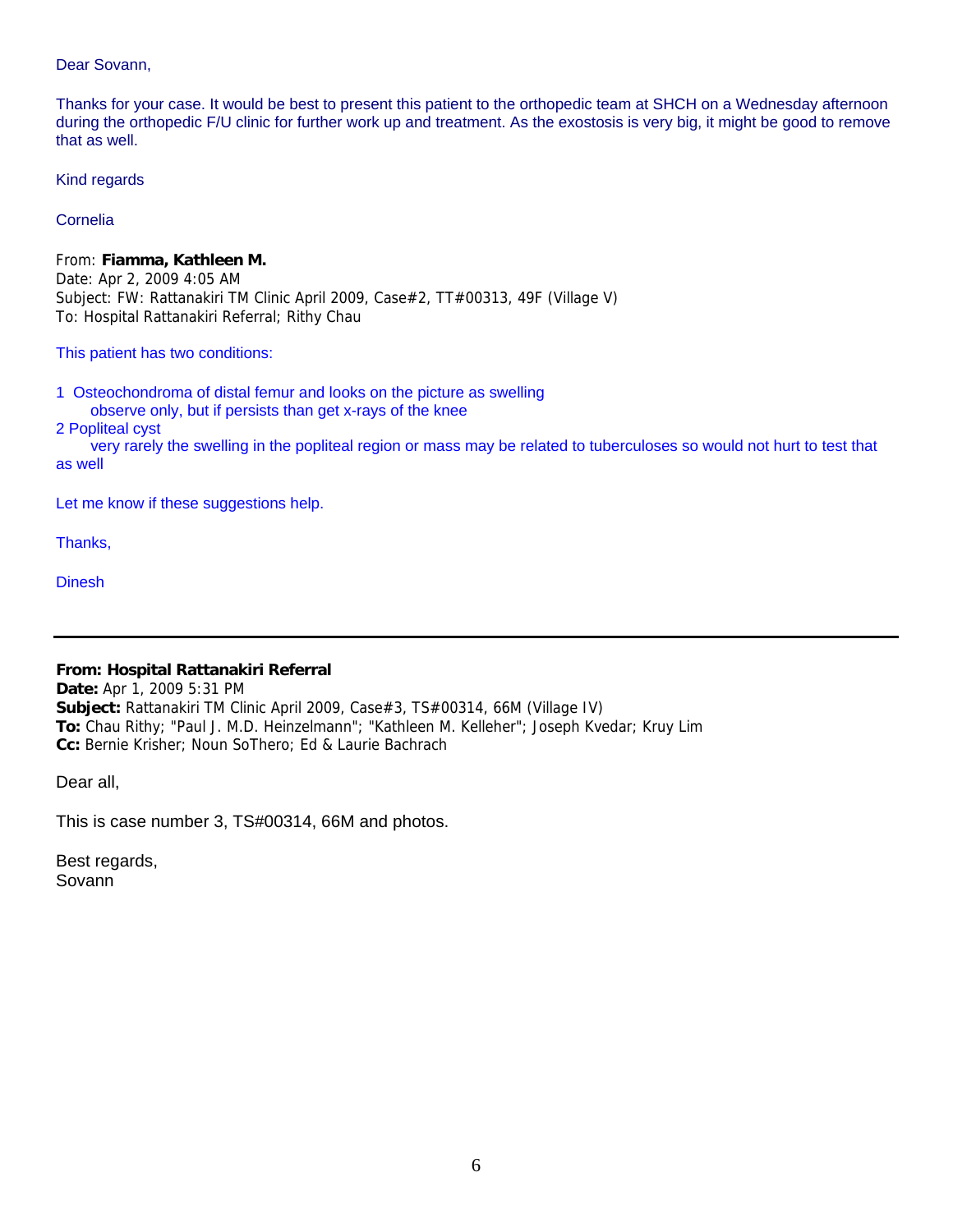Dear Sovann,

Thanks for your case. It would be best to present this patient to the orthopedic team at SHCH on a Wednesday afternoon during the orthopedic F/U clinic for further work up and treatment. As the exostosis is very big, it might be good to remove that as well.

Kind regards

Cornelia

From: **Fiamma, Kathleen M.**
Date: Apr 2, 2009 4:05 AM
Subject: FW: Rattanakiri TM Clinic April 2009, Case#2, TT#00313, 49F (Village V)
To: Hospital Rattanakiri Referral; Rithy Chau

This patient has two conditions:

1 Osteochondroma of distal femur and looks on the picture as swelling
   observe only, but if persists than get x-rays of the knee

2 Popliteal cyst
   very rarely the swelling in the popliteal region or mass may be related to tuberculoses so would not hurt to test that as well

Let me know if these suggestions help.

Thanks,

Dinesh

---

**From: Hospital Rattanakiri Referral**
**Date:** Apr 1, 2009 5:31 PM
**Subject:** Rattanakiri TM Clinic April 2009, Case#3, TS#00314, 66M (Village IV)
**To:** Chau Rithy; "Paul J. M.D. Heinzelmann"; "Kathleen M. Kelleher"; Joseph Kvedar; Kruy Lim
**Cc:** Bernie Krisher; Noun SoThero; Ed & Laurie Bachrach

Dear all,

This is case number 3, TS#00314, 66M and photos.

Best regards,
Sovann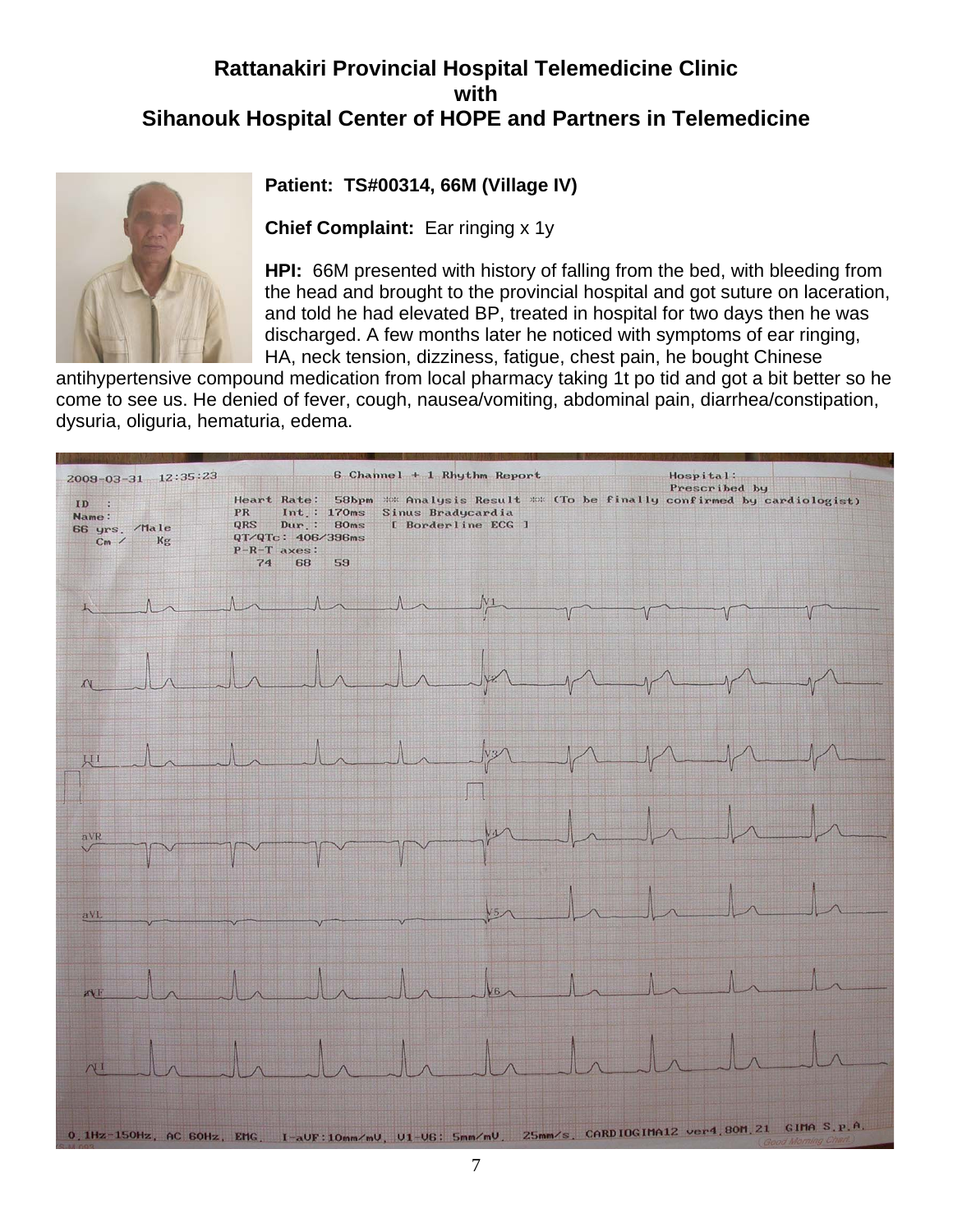# Rattanakiri Provincial Hospital Telemedicine Clinic
# with
# Sihanouk Hospital Center of HOPE and Partners in Telemedicine

**Patient: TS#00314, 66M (Village IV)**

**Chief Complaint:** Ear ringing x 1y

**HPI:** 66M presented with history of falling from the bed, with bleeding from the head and brought to the provincial hospital and got suture on laceration, and told he had elevated BP, treated in hospital for two days then he was discharged. A few months later he noticed with symptoms of ear ringing, HA, neck tension, dizziness, fatigue, chest pain, he bought Chinese antihypertensive compound medication from local pharmacy taking 1t po tid and got a bit better so he come to see us. He denied of fever, cough, nausea/vomiting, abdominal pain, diarrhea/constipation, dysuria, oliguria, hematuria, edema.

2009-03-31 12:35:23 — 6 Channel + 1 Rhythm Report — Hospital: Prescribed by

ID: Name: 66 yrs. /Male Cm / Kg

Heart Rate: 58bpm ** Analysis Result ** (To be finally confirmed by cardiologist)
PR Int.: 170ms Sinus Bradycardia
QRS Dur.: 80ms [ Borderline ECG ]
QT/QTc: 406/396ms
P-R-T axes: 74 68 59

0.1Hz-150Hz, AC 60Hz, EMG, I-aVF:10mm/mV, V1-V6: 5mm/mV, 25mm/s, CARDIOGIMA12 ver4.80M.21 GIMA S.p.A.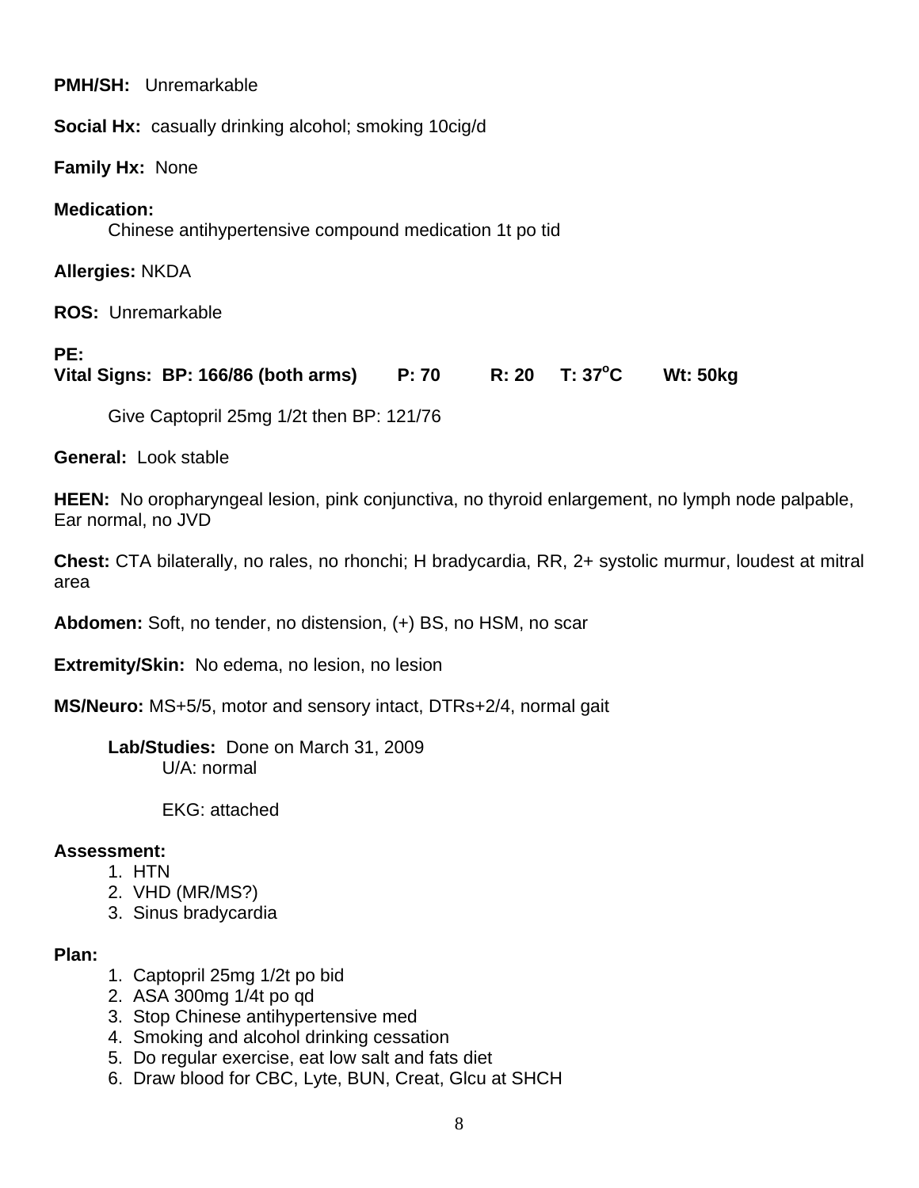**PMH/SH:** Unremarkable

**Social Hx:** casually drinking alcohol; smoking 10cig/d

**Family Hx:** None

**Medication:**

Chinese antihypertensive compound medication 1t po tid

**Allergies:** NKDA

**ROS:** Unremarkable

**PE:**

**Vital Signs: BP: 166/86 (both arms) P: 70 R: 20 T: 37°C Wt: 50kg**

Give Captopril 25mg 1/2t then BP: 121/76

**General:** Look stable

**HEEN:** No oropharyngeal lesion, pink conjunctiva, no thyroid enlargement, no lymph node palpable, Ear normal, no JVD

**Chest:** CTA bilaterally, no rales, no rhonchi; H bradycardia, RR, 2+ systolic murmur, loudest at mitral area

**Abdomen:** Soft, no tender, no distension, (+) BS, no HSM, no scar

**Extremity/Skin:** No edema, no lesion, no lesion

**MS/Neuro:** MS+5/5, motor and sensory intact, DTRs+2/4, normal gait

**Lab/Studies:** Done on March 31, 2009

U/A: normal

EKG: attached

**Assessment:**

1. HTN
2. VHD (MR/MS?)
3. Sinus bradycardia

**Plan:**

1. Captopril 25mg 1/2t po bid
2. ASA 300mg 1/4t po qd
3. Stop Chinese antihypertensive med
4. Smoking and alcohol drinking cessation
5. Do regular exercise, eat low salt and fats diet
6. Draw blood for CBC, Lyte, BUN, Creat, Glcu at SHCH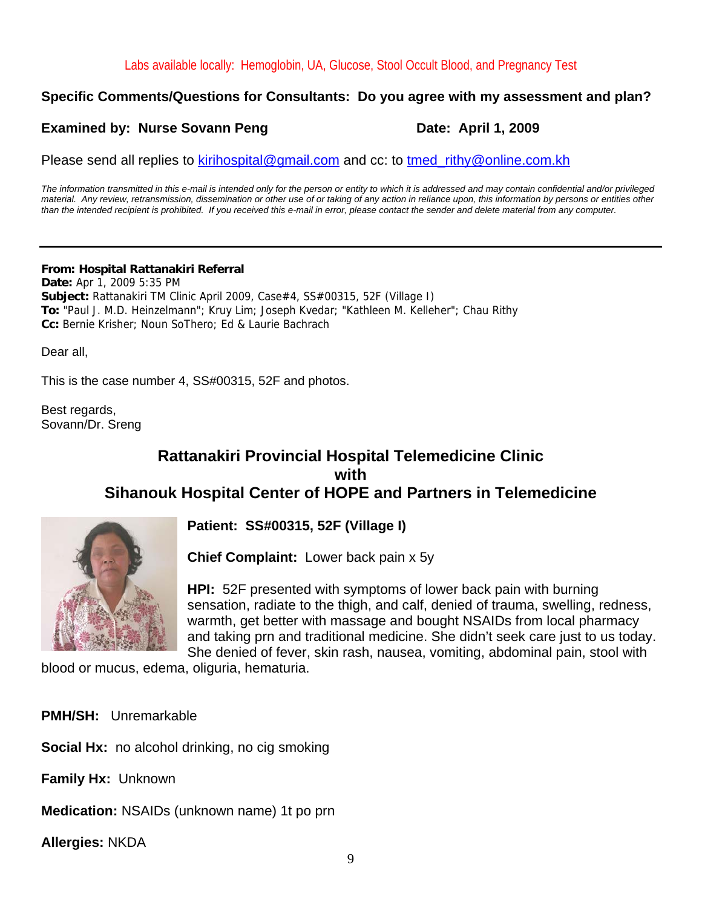Labs available locally: Hemoglobin, UA, Glucose, Stool Occult Blood, and Pregnancy Test

**Specific Comments/Questions for Consultants: Do you agree with my assessment and plan?**

**Examined by: Nurse Sovann Peng** **Date: April 1, 2009**

Please send all replies to kirihospital@gmail.com and cc: to tmed_rithy@online.com.kh

*The information transmitted in this e-mail is intended only for the person or entity to which it is addressed and may contain confidential and/or privileged material. Any review, retransmission, dissemination or other use of or taking of any action in reliance upon, this information by persons or entities other than the intended recipient is prohibited. If you received this e-mail in error, please contact the sender and delete material from any computer.*

---

**From: Hospital Rattanakiri Referral**
**Date:** Apr 1, 2009 5:35 PM
**Subject:** Rattanakiri TM Clinic April 2009, Case#4, SS#00315, 52F (Village I)
**To:** "Paul J. M.D. Heinzelmann"; Kruy Lim; Joseph Kvedar; "Kathleen M. Kelleher"; Chau Rithy
**Cc:** Bernie Krisher; Noun SoThero; Ed & Laurie Bachrach

Dear all,

This is the case number 4, SS#00315, 52F and photos.

Best regards,
Sovann/Dr. Sreng

## Rattanakiri Provincial Hospital Telemedicine Clinic with Sihanouk Hospital Center of HOPE and Partners in Telemedicine

**Patient: SS#00315, 52F (Village I)**

**Chief Complaint:** Lower back pain x 5y

**HPI:** 52F presented with symptoms of lower back pain with burning sensation, radiate to the thigh, and calf, denied of trauma, swelling, redness, warmth, get better with massage and bought NSAIDs from local pharmacy and taking prn and traditional medicine. She didn't seek care just to us today. She denied of fever, skin rash, nausea, vomiting, abdominal pain, stool with blood or mucus, edema, oliguria, hematuria.

**PMH/SH:** Unremarkable

**Social Hx:** no alcohol drinking, no cig smoking

**Family Hx:** Unknown

**Medication:** NSAIDs (unknown name) 1t po prn

**Allergies:** NKDA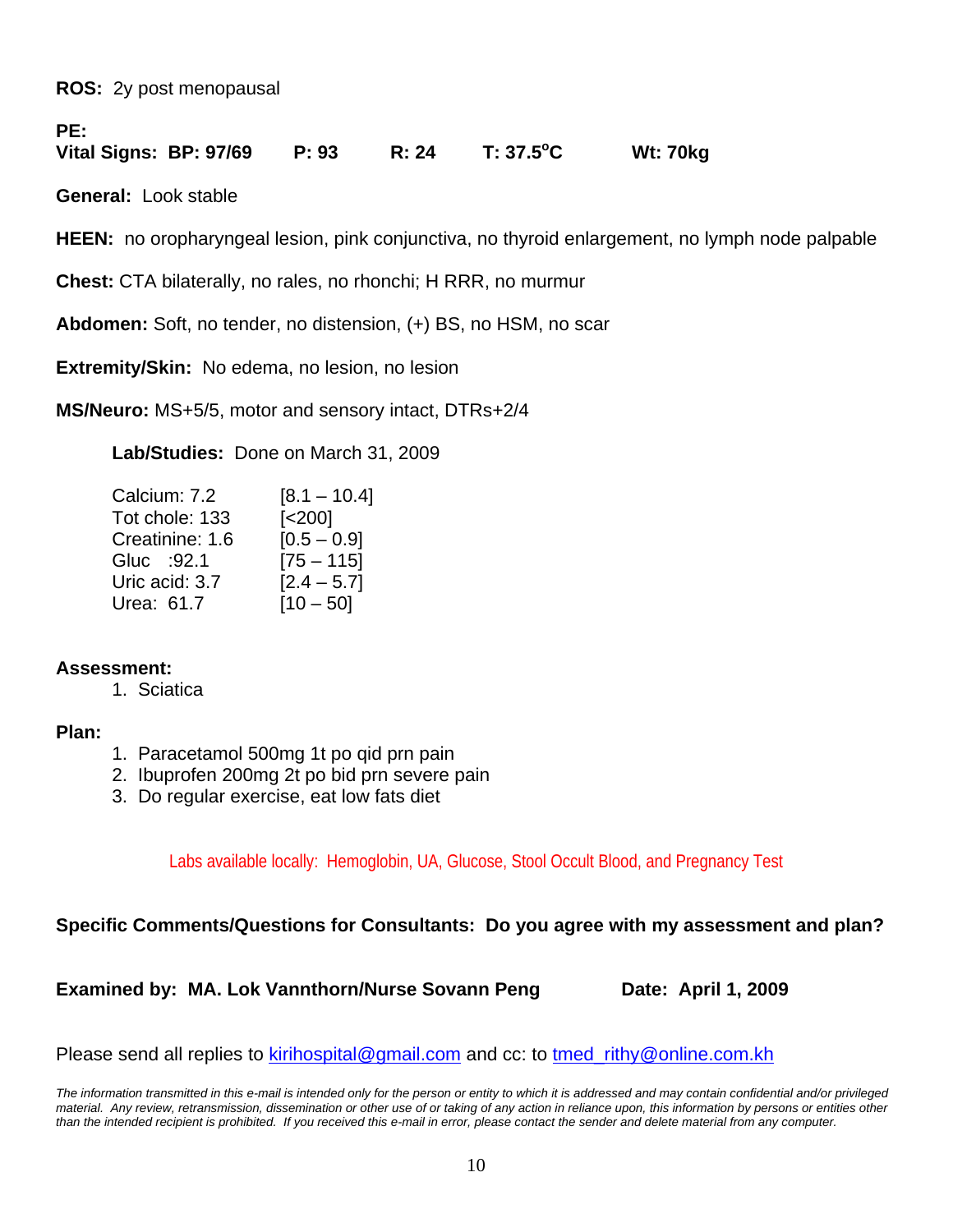**ROS:** 2y post menopausal

**PE:**

**Vital Signs: BP: 97/69 P: 93 R: 24 T: 37.5$^o$C Wt: 70kg**

**General:** Look stable

**HEEN:** no oropharyngeal lesion, pink conjunctiva, no thyroid enlargement, no lymph node palpable

**Chest:** CTA bilaterally, no rales, no rhonchi; H RRR, no murmur

**Abdomen:** Soft, no tender, no distension, (+) BS, no HSM, no scar

**Extremity/Skin:** No edema, no lesion, no lesion

**MS/Neuro:** MS+5/5, motor and sensory intact, DTRs+2/4

**Lab/Studies:** Done on March 31, 2009

| | |
|---|---|
| Calcium: 7.2 | [8.1 – 10.4] |
| Tot chole: 133 | [<200] |
| Creatinine: 1.6 | [0.5 – 0.9] |
| Gluc :92.1 | [75 – 115] |
| Uric acid: 3.7 | [2.4 – 5.7] |
| Urea: 61.7 | [10 – 50] |

**Assessment:**

1. Sciatica

**Plan:**

1. Paracetamol 500mg 1t po qid prn pain
2. Ibuprofen 200mg 2t po bid prn severe pain
3. Do regular exercise, eat low fats diet

Labs available locally: Hemoglobin, UA, Glucose, Stool Occult Blood, and Pregnancy Test

**Specific Comments/Questions for Consultants: Do you agree with my assessment and plan?**

**Examined by: MA. Lok Vannthorn/Nurse Sovann Peng Date: April 1, 2009**

Please send all replies to kirihospital@gmail.com and cc: to tmed_rithy@online.com.kh

*The information transmitted in this e-mail is intended only for the person or entity to which it is addressed and may contain confidential and/or privileged material. Any review, retransmission, dissemination or other use of or taking of any action in reliance upon, this information by persons or entities other than the intended recipient is prohibited. If you received this e-mail in error, please contact the sender and delete material from any computer.*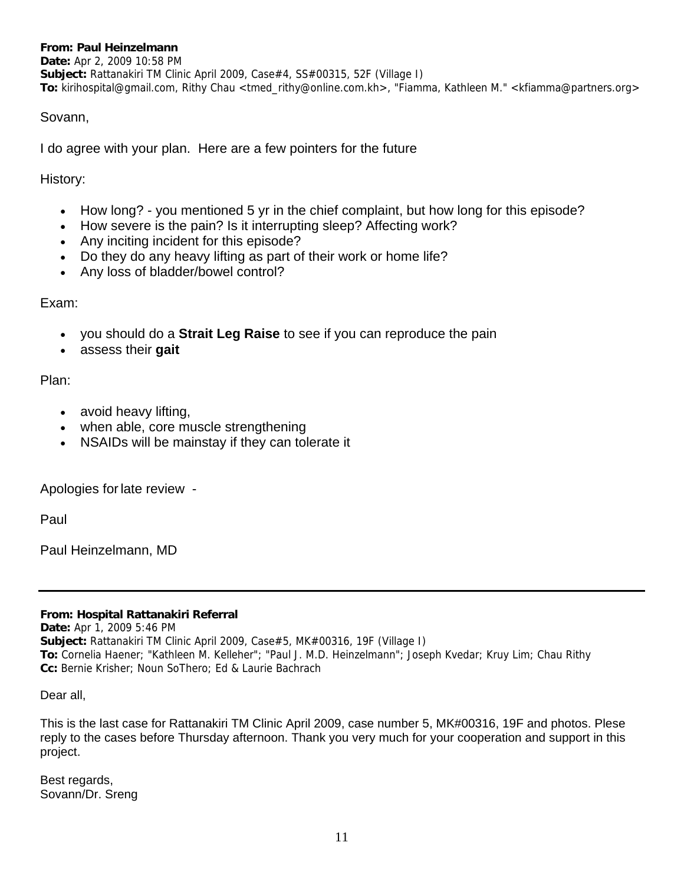**From: Paul Heinzelmann**
**Date:** Apr 2, 2009 10:58 PM
**Subject:** Rattanakiri TM Clinic April 2009, Case#4, SS#00315, 52F (Village I)
**To:** kirihospital@gmail.com, Rithy Chau <tmed_rithy@online.com.kh>, "Fiamma, Kathleen M." <kfiamma@partners.org>

Sovann,

I do agree with your plan. Here are a few pointers for the future

History:

- How long? - you mentioned 5 yr in the chief complaint, but how long for this episode?
- How severe is the pain? Is it interrupting sleep? Affecting work?
- Any inciting incident for this episode?
- Do they do any heavy lifting as part of their work or home life?
- Any loss of bladder/bowel control?

Exam:

- you should do a **Strait Leg Raise** to see if you can reproduce the pain
- assess their **gait**

Plan:

- avoid heavy lifting,
- when able, core muscle strengthening
- NSAIDs will be mainstay if they can tolerate it

Apologies for late review -

Paul

Paul Heinzelmann, MD

---

**From: Hospital Rattanakiri Referral**
**Date:** Apr 1, 2009 5:46 PM
**Subject:** Rattanakiri TM Clinic April 2009, Case#5, MK#00316, 19F (Village I)
**To:** Cornelia Haener; "Kathleen M. Kelleher"; "Paul J. M.D. Heinzelmann"; Joseph Kvedar; Kruy Lim; Chau Rithy
**Cc:** Bernie Krisher; Noun SoThero; Ed & Laurie Bachrach

Dear all,

This is the last case for Rattanakiri TM Clinic April 2009, case number 5, MK#00316, 19F and photos. Plese reply to the cases before Thursday afternoon. Thank you very much for your cooperation and support in this project.

Best regards,
Sovann/Dr. Sreng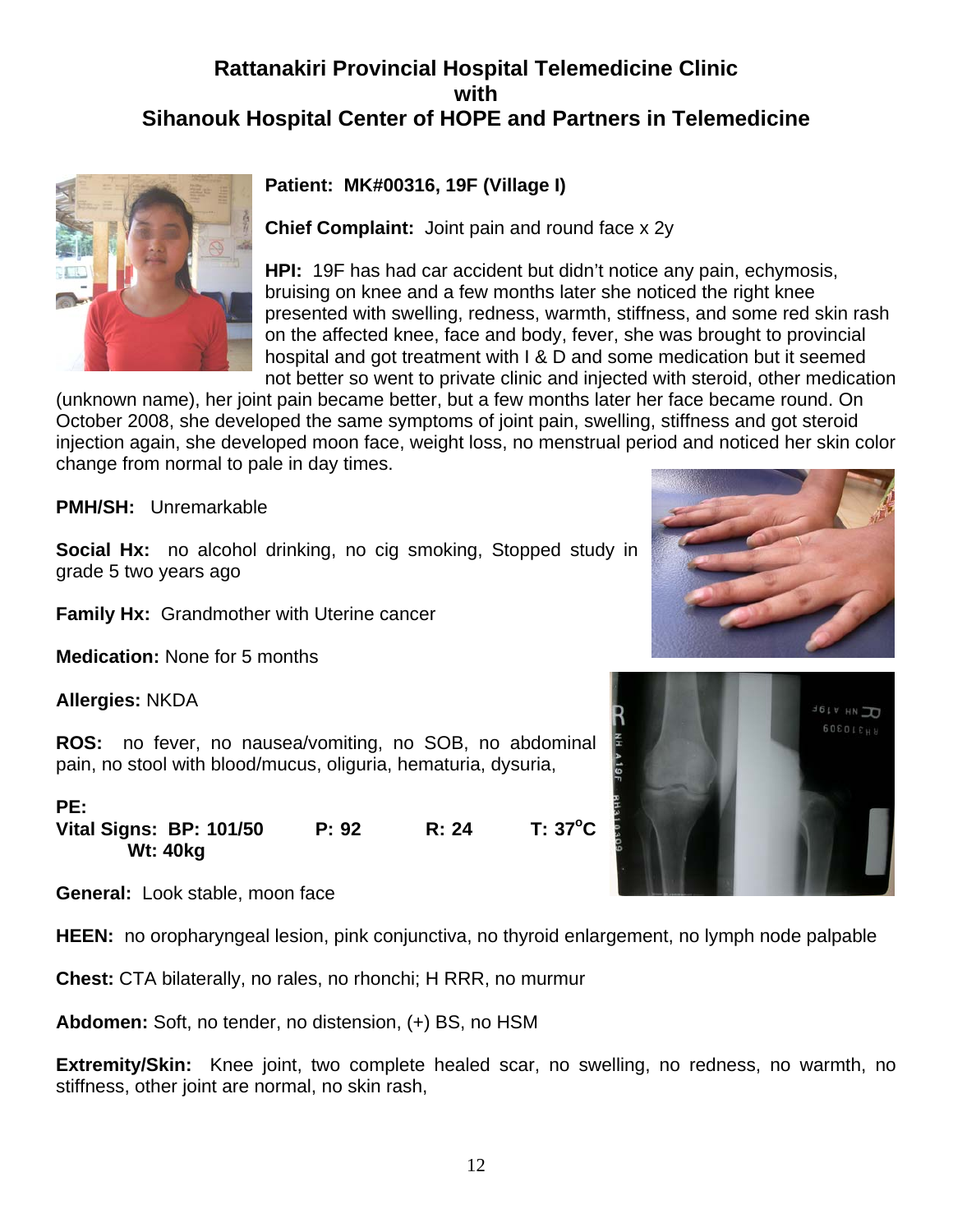## Rattanakiri Provincial Hospital Telemedicine Clinic with Sihanouk Hospital Center of HOPE and Partners in Telemedicine

**Patient:** MK#00316, 19F (Village I)

**Chief Complaint:** Joint pain and round face x 2y

**HPI:** 19F has had car accident but didn't notice any pain, echymosis, bruising on knee and a few months later she noticed the right knee presented with swelling, redness, warmth, stiffness, and some red skin rash on the affected knee, face and body, fever, she was brought to provincial hospital and got treatment with I & D and some medication but it seemed not better so went to private clinic and injected with steroid, other medication (unknown name), her joint pain became better, but a few months later her face became round. On October 2008, she developed the same symptoms of joint pain, swelling, stiffness and got steroid injection again, she developed moon face, weight loss, no menstrual period and noticed her skin color change from normal to pale in day times.

**PMH/SH:** Unremarkable

**Social Hx:** no alcohol drinking, no cig smoking, Stopped study in grade 5 two years ago

**Family Hx:** Grandmother with Uterine cancer

**Medication:** None for 5 months

**Allergies:** NKDA

**ROS:** no fever, no nausea/vomiting, no SOB, no abdominal pain, no stool with blood/mucus, oliguria, hematuria, dysuria,

**PE:**

**Vital Signs:** **BP: 101/50** **P: 92** **R: 24** **T: 37°C**
**Wt: 40kg**

**General:** Look stable, moon face

**HEEN:** no oropharyngeal lesion, pink conjunctiva, no thyroid enlargement, no lymph node palpable

**Chest:** CTA bilaterally, no rales, no rhonchi; H RRR, no murmur

**Abdomen:** Soft, no tender, no distension, (+) BS, no HSM

**Extremity/Skin:** Knee joint, two complete healed scar, no swelling, no redness, no warmth, no stiffness, other joint are normal, no skin rash,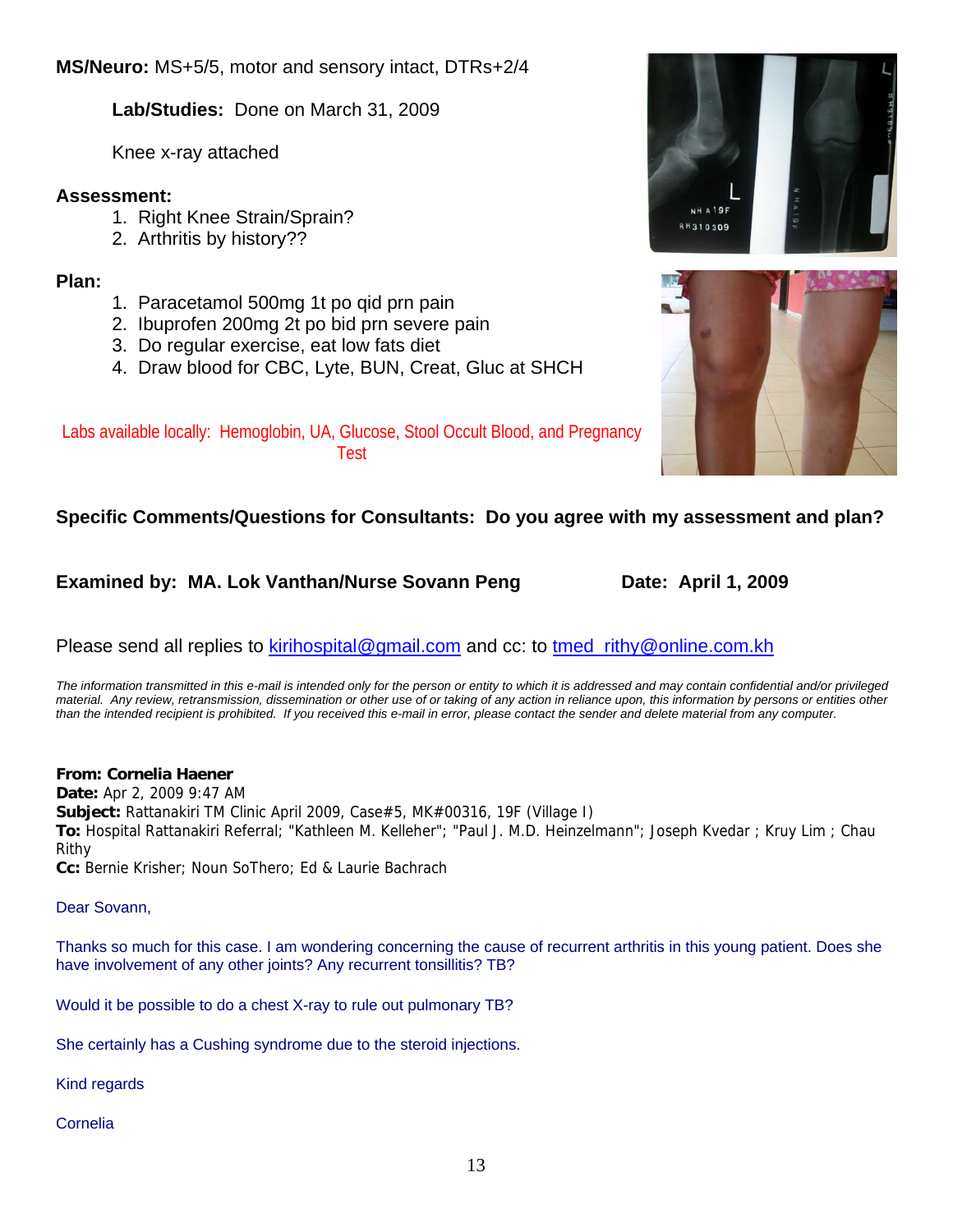**MS/Neuro:** MS+5/5, motor and sensory intact, DTRs+2/4

**Lab/Studies:** Done on March 31, 2009

Knee x-ray attached

**Assessment:**

1. Right Knee Strain/Sprain?
2. Arthritis by history??

**Plan:**

1. Paracetamol 500mg 1t po qid prn pain
2. Ibuprofen 200mg 2t po bid prn severe pain
3. Do regular exercise, eat low fats diet
4. Draw blood for CBC, Lyte, BUN, Creat, Gluc at SHCH

Labs available locally: Hemoglobin, UA, Glucose, Stool Occult Blood, and Pregnancy Test

**Specific Comments/Questions for Consultants: Do you agree with my assessment and plan?**

**Examined by: MA. Lok Vanthan/Nurse Sovann Peng Date: April 1, 2009**

Please send all replies to kirihospital@gmail.com and cc: to tmed_rithy@online.com.kh

*The information transmitted in this e-mail is intended only for the person or entity to which it is addressed and may contain confidential and/or privileged material. Any review, retransmission, dissemination or other use of or taking of any action in reliance upon, this information by persons or entities other than the intended recipient is prohibited. If you received this e-mail in error, please contact the sender and delete material from any computer.*

**From: Cornelia Haener**
**Date:** Apr 2, 2009 9:47 AM
**Subject:** Rattanakiri TM Clinic April 2009, Case#5, MK#00316, 19F (Village I)
**To:** Hospital Rattanakiri Referral; "Kathleen M. Kelleher"; "Paul J. M.D. Heinzelmann"; Joseph Kvedar ; Kruy Lim ; Chau Rithy
**Cc:** Bernie Krisher; Noun SoThero; Ed & Laurie Bachrach

Dear Sovann,

Thanks so much for this case. I am wondering concerning the cause of recurrent arthritis in this young patient. Does she have involvement of any other joints? Any recurrent tonsillitis? TB?

Would it be possible to do a chest X-ray to rule out pulmonary TB?

She certainly has a Cushing syndrome due to the steroid injections.

Kind regards

Cornelia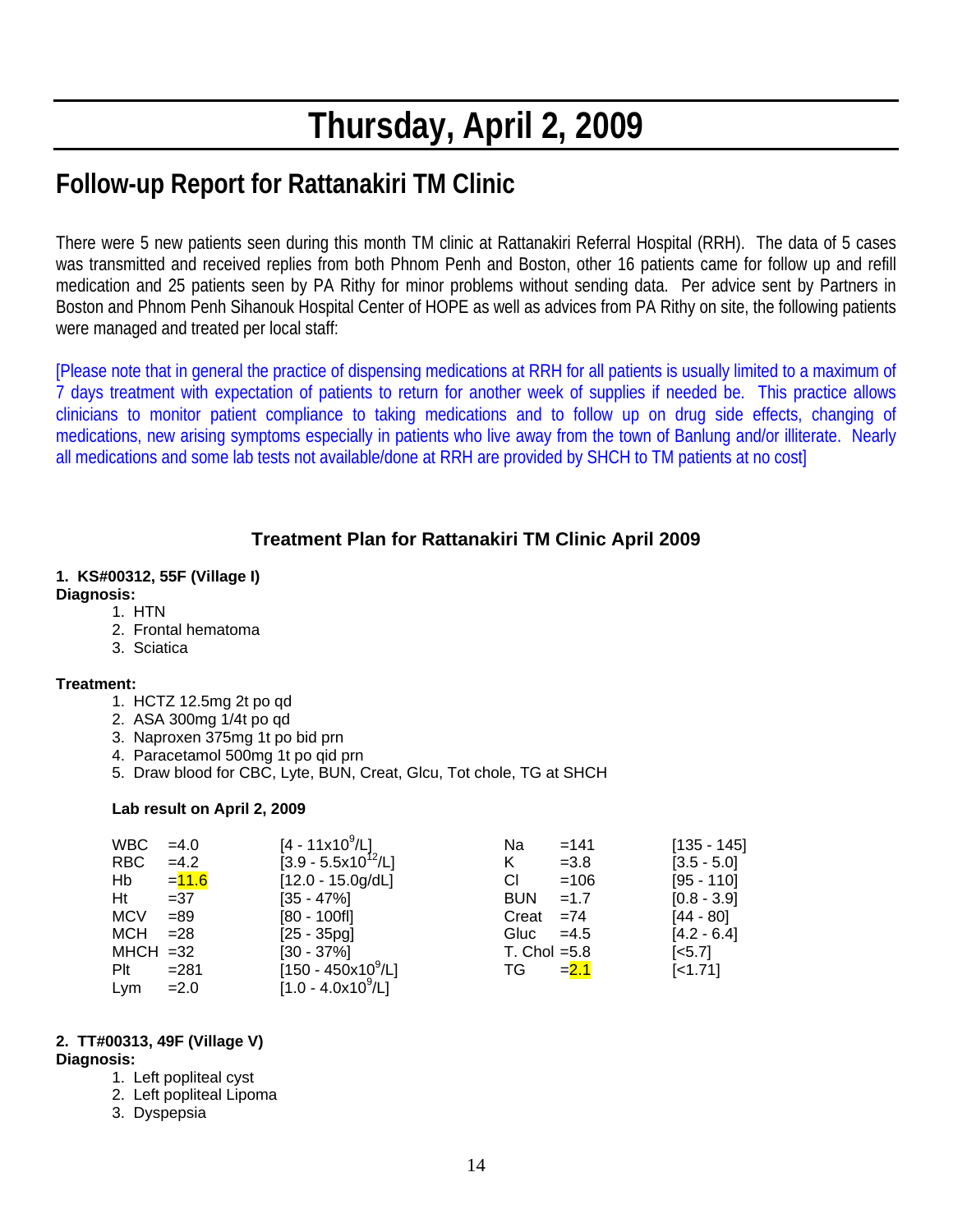# Thursday, April 2, 2009

## Follow-up Report for Rattanakiri TM Clinic

There were 5 new patients seen during this month TM clinic at Rattanakiri Referral Hospital (RRH). The data of 5 cases was transmitted and received replies from both Phnom Penh and Boston, other 16 patients came for follow up and refill medication and 25 patients seen by PA Rithy for minor problems without sending data. Per advice sent by Partners in Boston and Phnom Penh Sihanouk Hospital Center of HOPE as well as advices from PA Rithy on site, the following patients were managed and treated per local staff:

[Please note that in general the practice of dispensing medications at RRH for all patients is usually limited to a maximum of 7 days treatment with expectation of patients to return for another week of supplies if needed be. This practice allows clinicians to monitor patient compliance to taking medications and to follow up on drug side effects, changing of medications, new arising symptoms especially in patients who live away from the town of Banlung and/or illiterate. Nearly all medications and some lab tests not available/done at RRH are provided by SHCH to TM patients at no cost]

### Treatment Plan for Rattanakiri TM Clinic April 2009

**1. KS#00312, 55F (Village I)**

**Diagnosis:**

1. HTN
2. Frontal hematoma
3. Sciatica

**Treatment:**

1. HCTZ 12.5mg 2t po qd
2. ASA 300mg 1/4t po qd
3. Naproxen 375mg 1t po bid prn
4. Paracetamol 500mg 1t po qid prn
5. Draw blood for CBC, Lyte, BUN, Creat, Glcu, Tot chole, TG at SHCH

**Lab result on April 2, 2009**

| Test | Result | Reference | Test | Result | Reference |
|---|---|---|---|---|---|
| WBC | =4.0 | [4 - 11x10$^9$/L] | Na | =141 | [135 - 145] |
| RBC | =4.2 | [3.9 - 5.5x10$^{12}$/L] | K | =3.8 | [3.5 - 5.0] |
| Hb | =11.6 | [12.0 - 15.0g/dL] | Cl | =106 | [95 - 110] |
| Ht | =37 | [35 - 47%] | BUN | =1.7 | [0.8 - 3.9] |
| MCV | =89 | [80 - 100fl] | Creat | =74 | [44 - 80] |
| MCH | =28 | [25 - 35pg] | Gluc | =4.5 | [4.2 - 6.4] |
| MHCH | =32 | [30 - 37%] | T. Chol | =5.8 | [<5.7] |
| Plt | =281 | [150 - 450x10$^9$/L] | TG | =2.1 | [<1.71] |
| Lym | =2.0 | [1.0 - 4.0x10$^9$/L] | | | |

**2. TT#00313, 49F (Village V)**

**Diagnosis:**

1. Left popliteal cyst
2. Left popliteal Lipoma
3. Dyspepsia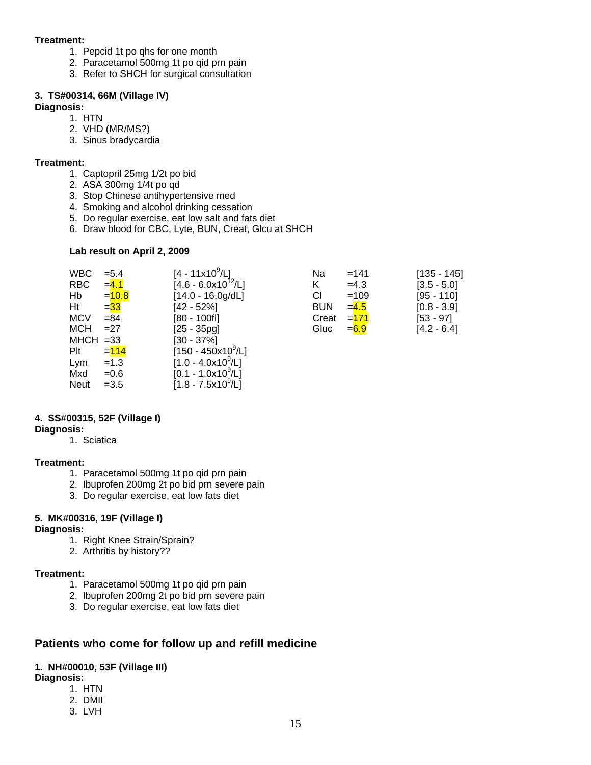**Treatment:**

1. Pepcid 1t po qhs for one month
2. Paracetamol 500mg 1t po qid prn pain
3. Refer to SHCH for surgical consultation

**3. TS#00314, 66M (Village IV)**

**Diagnosis:**

1. HTN
2. VHD (MR/MS?)
3. Sinus bradycardia

**Treatment:**

1. Captopril 25mg 1/2t po bid
2. ASA 300mg 1/4t po qd
3. Stop Chinese antihypertensive med
4. Smoking and alcohol drinking cessation
5. Do regular exercise, eat low salt and fats diet
6. Draw blood for CBC, Lyte, BUN, Creat, Glcu at SHCH

**Lab result on April 2, 2009**

| Test | Result | Reference | Test | Result | Reference |
|---|---|---|---|---|---|
| WBC | =5.4 | [4 - 11x10$^9$/L] | Na | =141 | [135 - 145] |
| RBC | =4.1 | [4.6 - 6.0x10$^{12}$/L] | K | =4.3 | [3.5 - 5.0] |
| Hb | =10.8 | [14.0 - 16.0g/dL] | Cl | =109 | [95 - 110] |
| Ht | =33 | [42 - 52%] | BUN | =4.5 | [0.8 - 3.9] |
| MCV | =84 | [80 - 100fl] | Creat | =171 | [53 - 97] |
| MCH | =27 | [25 - 35pg] | Gluc | =6.9 | [4.2 - 6.4] |
| MHCH | =33 | [30 - 37%] | | | |
| Plt | =114 | [150 - 450x10$^9$/L] | | | |
| Lym | =1.3 | [1.0 - 4.0x10$^9$/L] | | | |
| Mxd | =0.6 | [0.1 - 1.0x10$^9$/L] | | | |
| Neut | =3.5 | [1.8 - 7.5x10$^9$/L] | | | |

**4. SS#00315, 52F (Village I)**

**Diagnosis:**

1. Sciatica

**Treatment:**

1. Paracetamol 500mg 1t po qid prn pain
2. Ibuprofen 200mg 2t po bid prn severe pain
3. Do regular exercise, eat low fats diet

**5. MK#00316, 19F (Village I)**

**Diagnosis:**

1. Right Knee Strain/Sprain?
2. Arthritis by history??

**Treatment:**

1. Paracetamol 500mg 1t po qid prn pain
2. Ibuprofen 200mg 2t po bid prn severe pain
3. Do regular exercise, eat low fats diet

## Patients who come for follow up and refill medicine

**1. NH#00010, 53F (Village III)**

**Diagnosis:**

1. HTN
2. DMII
3. LVH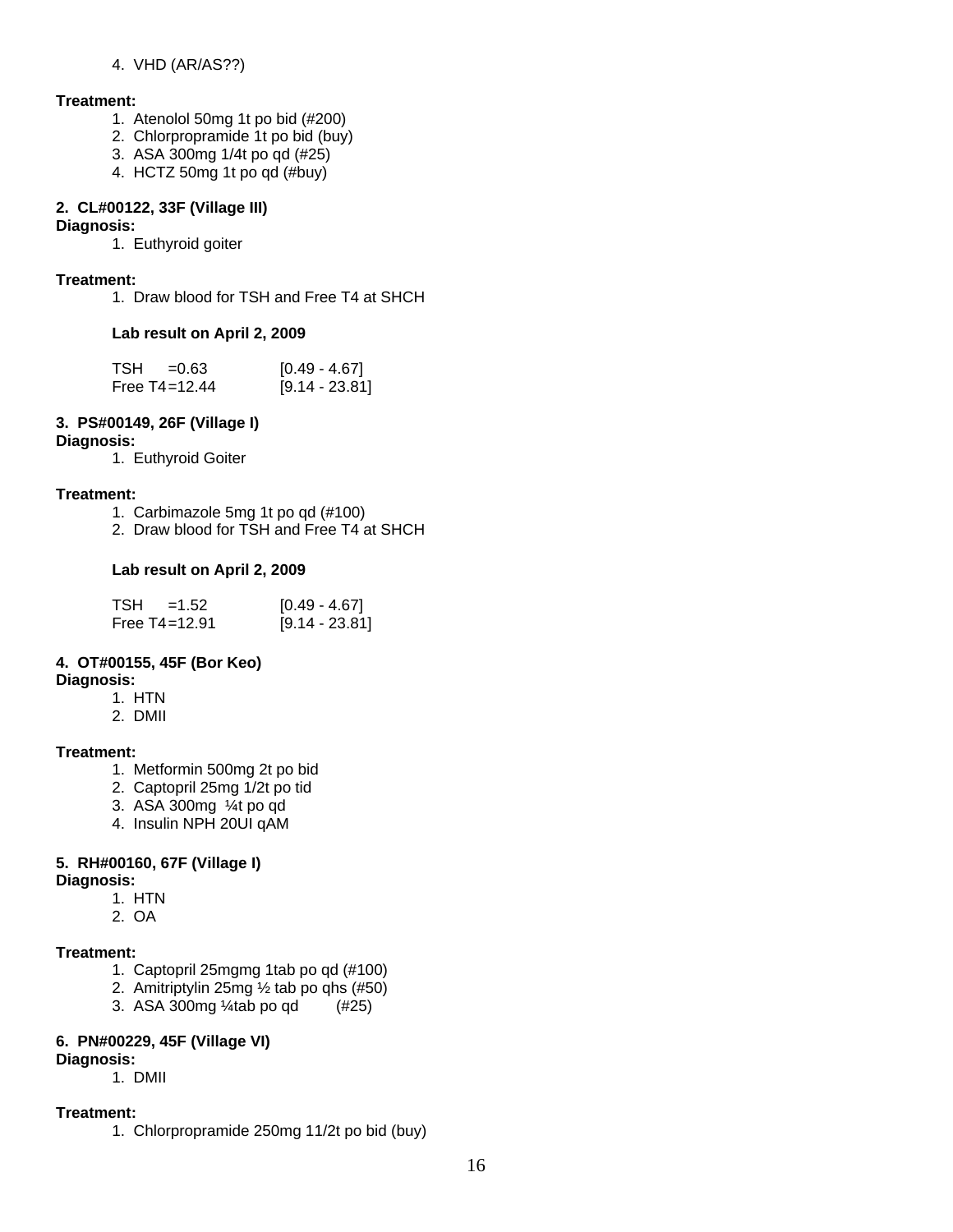4. VHD (AR/AS??)

**Treatment:**

1. Atenolol 50mg 1t po bid (#200)
2. Chlorpropramide 1t po bid (buy)
3. ASA 300mg 1/4t po qd (#25)
4. HCTZ 50mg 1t po qd (#buy)

**2. CL#00122, 33F (Village III)**

**Diagnosis:**

1. Euthyroid goiter

**Treatment:**

1. Draw blood for TSH and Free T4 at SHCH

**Lab result on April 2, 2009**

| | | |
|---|---|---|
| TSH | =0.63 | [0.49 - 4.67] |
| Free T4 | =12.44 | [9.14 - 23.81] |

**3. PS#00149, 26F (Village I)**

**Diagnosis:**

1. Euthyroid Goiter

**Treatment:**

1. Carbimazole 5mg 1t po qd (#100)
2. Draw blood for TSH and Free T4 at SHCH

**Lab result on April 2, 2009**

| | | |
|---|---|---|
| TSH | =1.52 | [0.49 - 4.67] |
| Free T4 | =12.91 | [9.14 - 23.81] |

**4. OT#00155, 45F (Bor Keo)**

**Diagnosis:**

1. HTN
2. DMII

**Treatment:**

1. Metformin 500mg 2t po bid
2. Captopril 25mg 1/2t po tid
3. ASA 300mg ¼t po qd
4. Insulin NPH 20UI qAM

**5. RH#00160, 67F (Village I)**

**Diagnosis:**

1. HTN
2. OA

**Treatment:**

1. Captopril 25mgmg 1tab po qd (#100)
2. Amitriptylin 25mg ½ tab po qhs (#50)
3. ASA 300mg ¼tab po qd (#25)

**6. PN#00229, 45F (Village VI)**

**Diagnosis:**

1. DMII

**Treatment:**

1. Chlorpropramide 250mg 11/2t po bid (buy)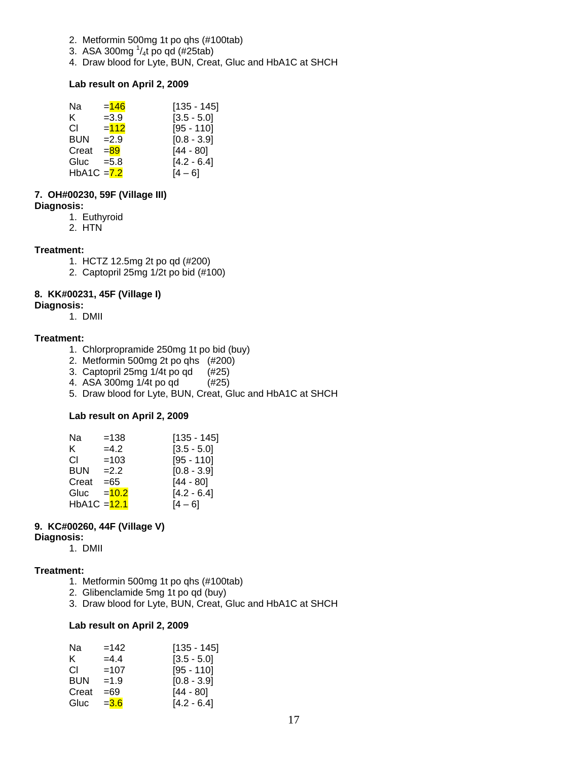2. Metformin 500mg 1t po qhs (#100tab)
3. ASA 300mg $^{1}/_{4}$t po qd (#25tab)
4. Draw blood for Lyte, BUN, Creat, Gluc and HbA1C at SHCH

**Lab result on April 2, 2009**

| | | |
|---|---|---|
| Na | =146 | [135 - 145] |
| K | =3.9 | [3.5 - 5.0] |
| Cl | =112 | [95 - 110] |
| BUN | =2.9 | [0.8 - 3.9] |
| Creat | =89 | [44 - 80] |
| Gluc | =5.8 | [4.2 - 6.4] |
| HbA1C | =7.2 | [4 – 6] |

**7. OH#00230, 59F (Village III)**

**Diagnosis:**

1. Euthyroid
2. HTN

**Treatment:**

1. HCTZ 12.5mg 2t po qd (#200)
2. Captopril 25mg 1/2t po bid (#100)

**8. KK#00231, 45F (Village I)**

**Diagnosis:**

1. DMII

**Treatment:**

1. Chlorpropramide 250mg 1t po bid (buy)
2. Metformin 500mg 2t po qhs (#200)
3. Captopril 25mg 1/4t po qd (#25)
4. ASA 300mg 1/4t po qd (#25)
5. Draw blood for Lyte, BUN, Creat, Gluc and HbA1C at SHCH

**Lab result on April 2, 2009**

| | | |
|---|---|---|
| Na | =138 | [135 - 145] |
| K | =4.2 | [3.5 - 5.0] |
| Cl | =103 | [95 - 110] |
| BUN | =2.2 | [0.8 - 3.9] |
| Creat | =65 | [44 - 80] |
| Gluc | =10.2 | [4.2 - 6.4] |
| HbA1C | =12.1 | [4 – 6] |

**9. KC#00260, 44F (Village V)**

**Diagnosis:**

1. DMII

**Treatment:**

1. Metformin 500mg 1t po qhs (#100tab)
2. Glibenclamide 5mg 1t po qd (buy)
3. Draw blood for Lyte, BUN, Creat, Gluc and HbA1C at SHCH

**Lab result on April 2, 2009**

| | | |
|---|---|---|
| Na | =142 | [135 - 145] |
| K | =4.4 | [3.5 - 5.0] |
| Cl | =107 | [95 - 110] |
| BUN | =1.9 | [0.8 - 3.9] |
| Creat | =69 | [44 - 80] |
| Gluc | =3.6 | [4.2 - 6.4] |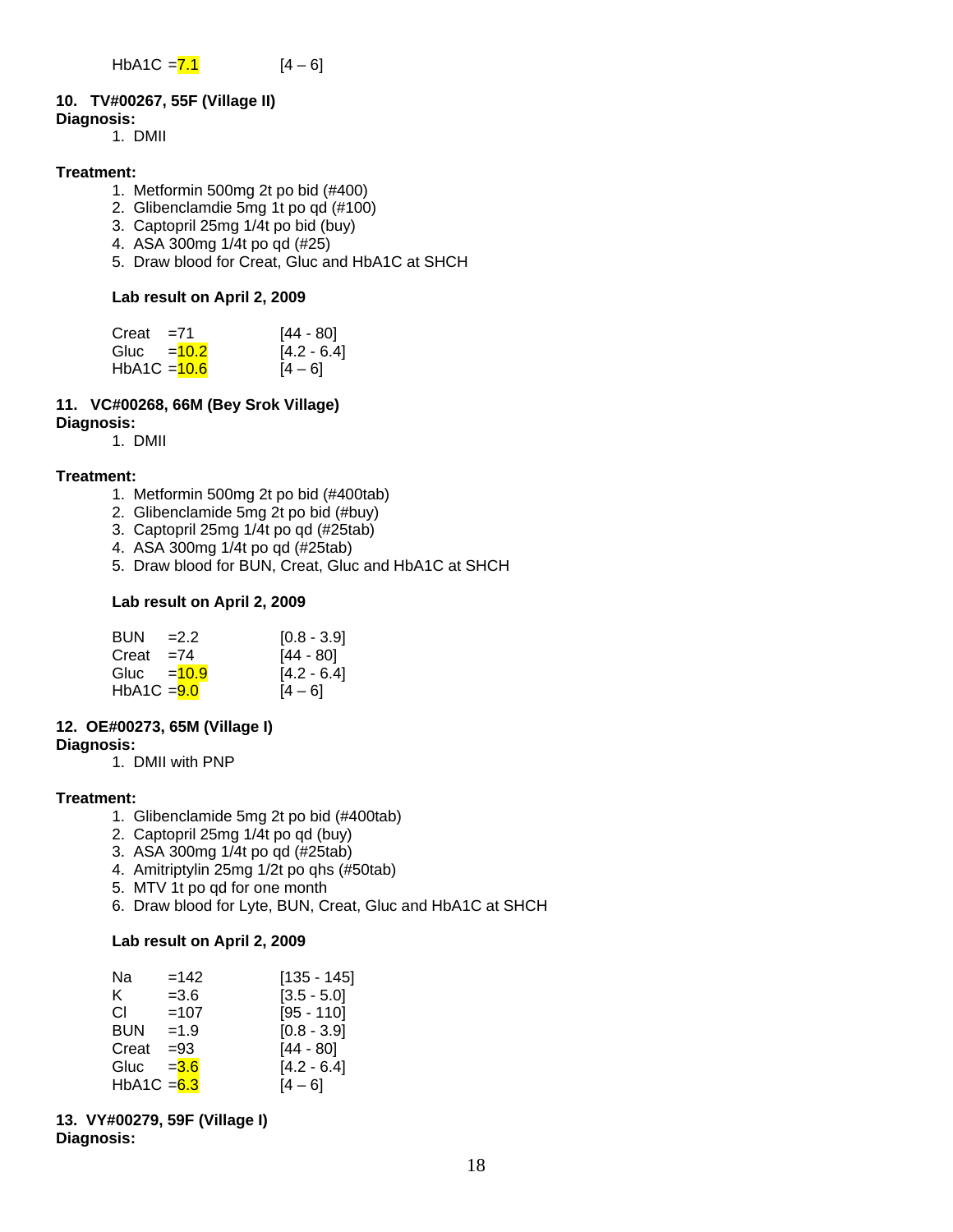HbA1C =7.1 [4 – 6]

**10. TV#00267, 55F (Village II)**

**Diagnosis:**

1. DMII

**Treatment:**

1. Metformin 500mg 2t po bid (#400)
2. Glibenclamdie 5mg 1t po qd (#100)
3. Captopril 25mg 1/4t po bid (buy)
4. ASA 300mg 1/4t po qd (#25)
5. Draw blood for Creat, Gluc and HbA1C at SHCH

**Lab result on April 2, 2009**

| | | |
|---|---|---|
| Creat | =71 | [44 - 80] |
| Gluc | =10.2 | [4.2 - 6.4] |
| HbA1C | =10.6 | [4 – 6] |

**11. VC#00268, 66M (Bey Srok Village)**

**Diagnosis:**

1. DMII

**Treatment:**

1. Metformin 500mg 2t po bid (#400tab)
2. Glibenclamide 5mg 2t po bid (#buy)
3. Captopril 25mg 1/4t po qd (#25tab)
4. ASA 300mg 1/4t po qd (#25tab)
5. Draw blood for BUN, Creat, Gluc and HbA1C at SHCH

**Lab result on April 2, 2009**

| | | |
|---|---|---|
| BUN | =2.2 | [0.8 - 3.9] |
| Creat | =74 | [44 - 80] |
| Gluc | =10.9 | [4.2 - 6.4] |
| HbA1C | =9.0 | [4 – 6] |

**12. OE#00273, 65M (Village I)**

**Diagnosis:**

1. DMII with PNP

**Treatment:**

1. Glibenclamide 5mg 2t po bid (#400tab)
2. Captopril 25mg 1/4t po qd (buy)
3. ASA 300mg 1/4t po qd (#25tab)
4. Amitriptylin 25mg 1/2t po qhs (#50tab)
5. MTV 1t po qd for one month
6. Draw blood for Lyte, BUN, Creat, Gluc and HbA1C at SHCH

**Lab result on April 2, 2009**

| | | |
|---|---|---|
| Na | =142 | [135 - 145] |
| K | =3.6 | [3.5 - 5.0] |
| Cl | =107 | [95 - 110] |
| BUN | =1.9 | [0.8 - 3.9] |
| Creat | =93 | [44 - 80] |
| Gluc | =3.6 | [4.2 - 6.4] |
| HbA1C | =6.3 | [4 – 6] |

**13. VY#00279, 59F (Village I)**

**Diagnosis:**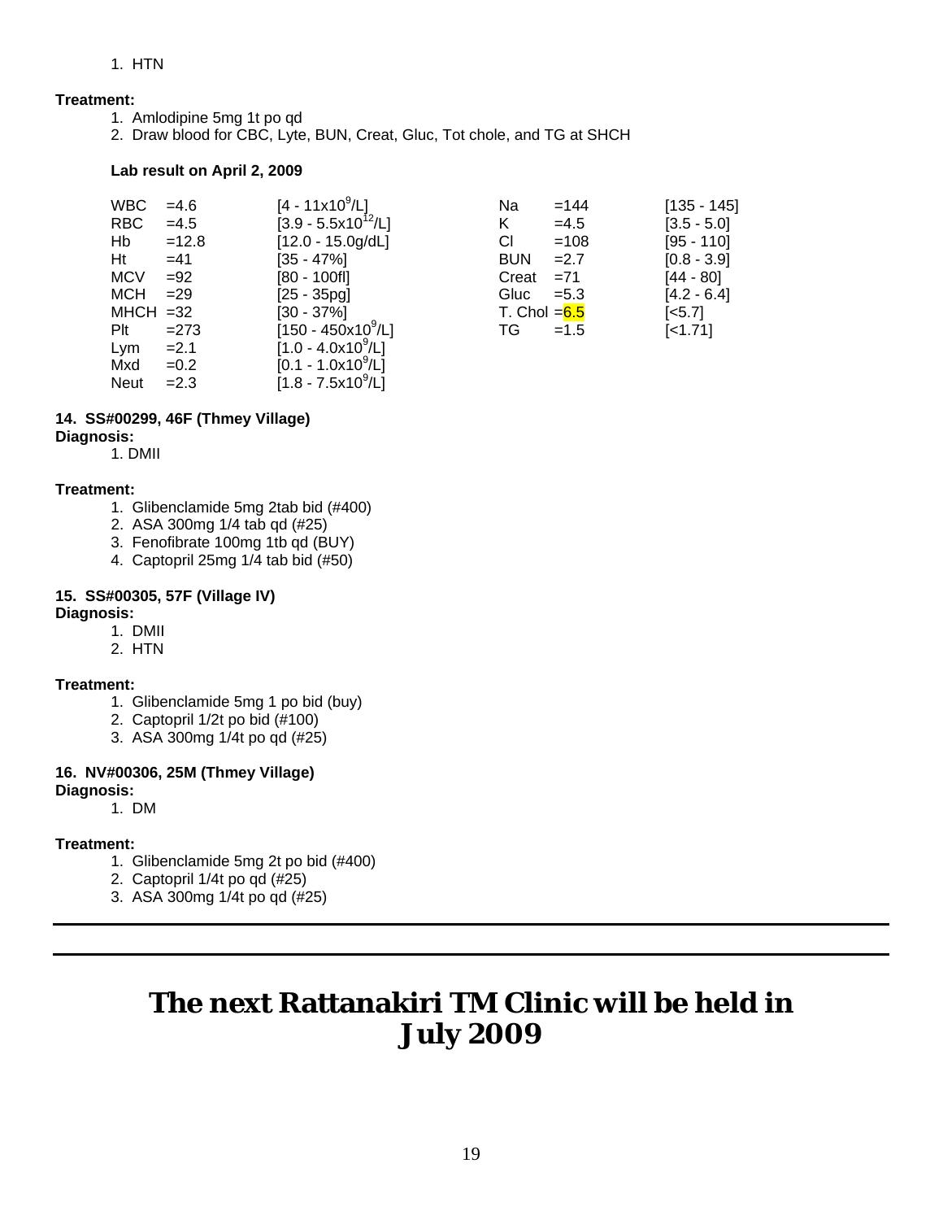1. HTN

**Treatment:**

1. Amlodipine 5mg 1t po qd
2. Draw blood for CBC, Lyte, BUN, Creat, Gluc, Tot chole, and TG at SHCH

**Lab result on April 2, 2009**

| | | | | | |
|---|---|---|---|---|---|
| WBC | =4.6 | [4 - 11x10$^9$/L] | Na | =144 | [135 - 145] |
| RBC | =4.5 | [3.9 - 5.5x10$^{12}$/L] | K | =4.5 | [3.5 - 5.0] |
| Hb | =12.8 | [12.0 - 15.0g/dL] | Cl | =108 | [95 - 110] |
| Ht | =41 | [35 - 47%] | BUN | =2.7 | [0.8 - 3.9] |
| MCV | =92 | [80 - 100fl] | Creat | =71 | [44 - 80] |
| MCH | =29 | [25 - 35pg] | Gluc | =5.3 | [4.2 - 6.4] |
| MHCH | =32 | [30 - 37%] | T. Chol | =6.5 | [<5.7] |
| Plt | =273 | [150 - 450x10$^9$/L] | TG | =1.5 | [<1.71] |
| Lym | =2.1 | [1.0 - 4.0x10$^9$/L] | | | |
| Mxd | =0.2 | [0.1 - 1.0x10$^9$/L] | | | |
| Neut | =2.3 | [1.8 - 7.5x10$^9$/L] | | | |

**14. SS#00299, 46F (Thmey Village)**

**Diagnosis:**

1. DMII

**Treatment:**

1. Glibenclamide 5mg 2tab bid (#400)
2. ASA 300mg 1/4 tab qd (#25)
3. Fenofibrate 100mg 1tb qd (BUY)
4. Captopril 25mg 1/4 tab bid (#50)

**15. SS#00305, 57F (Village IV)**

**Diagnosis:**

1. DMII
2. HTN

**Treatment:**

1. Glibenclamide 5mg 1 po bid (buy)
2. Captopril 1/2t po bid (#100)
3. ASA 300mg 1/4t po qd (#25)

**16. NV#00306, 25M (Thmey Village)**

**Diagnosis:**

1. DM

**Treatment:**

1. Glibenclamide 5mg 2t po bid (#400)
2. Captopril 1/4t po qd (#25)
3. ASA 300mg 1/4t po qd (#25)

---

# The next Rattanakiri TM Clinic will be held in July 2009